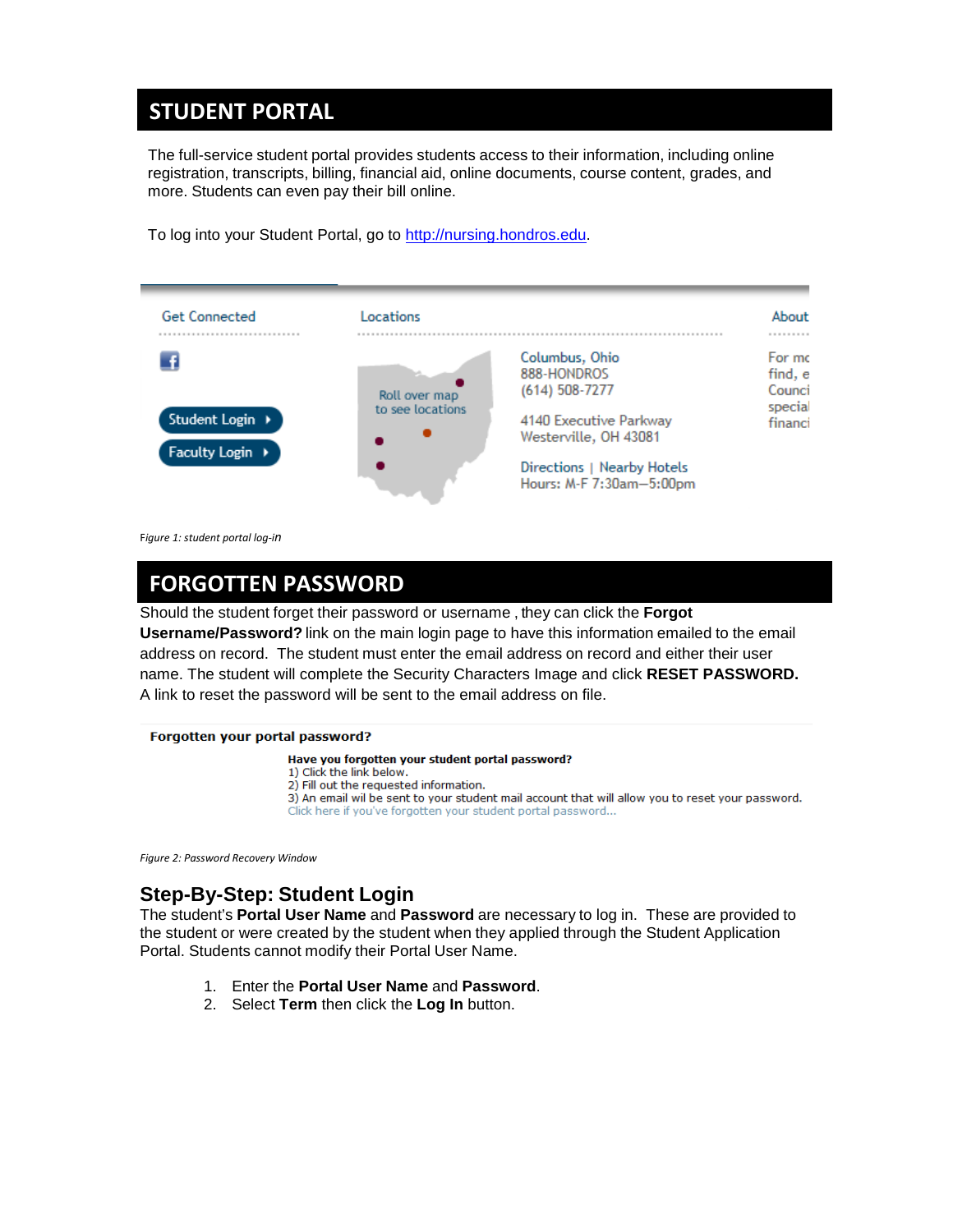# STUDENT PORTAL

The full-service student portal provides students access to their information, including online registration, transcripts, billing, financial aid, online documents, course content, grades, and more. Students can even pay their bill online.

To log into your Student Portal, go to http://nursing.hondros.edu.

*Figure 1: student portal log-in*

# FORGOTTEN PASSWORD

Should the student forget their password or username , they can click the **Forgot Username/Password?** link on the main login page to have this information emailed to the email address on record. The student must enter the email address on record and either their user name. The student will complete the Security Characters Image and click **RESET PASSWORD.** A link to reset the password will be sent to the email address on file.

*Figure 2: Password Recovery Window*

## Step-By-Step: Student Login

The student's **Portal User Name** and **Password** are necessary to log in. These are provided to the student or were created by the student when they applied through the Student Application Portal. Students cannot modify their Portal User Name.

1. Enter the **Portal User Name** and **Password**.
2. Select **Term** then click the **Log In** button.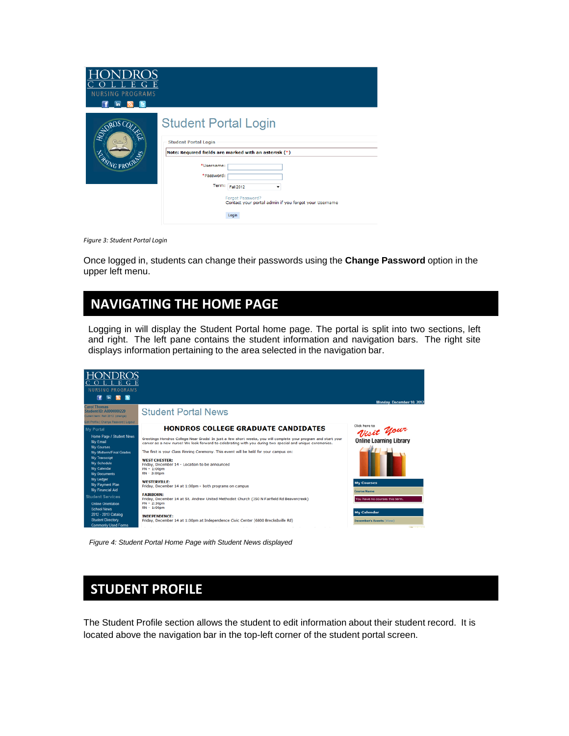Figure 3: Student Portal Login

Once logged in, students can change their passwords using the **Change Password** option in the upper left menu.

## NAVIGATING THE HOME PAGE

Logging in will display the Student Portal home page. The portal is split into two sections, left and right. The left pane contains the student information and navigation bars. The right site displays information pertaining to the area selected in the navigation bar.

*Figure 4: Student Portal Home Page with Student News displayed*

## STUDENT PROFILE

The Student Profile section allows the student to edit information about their student record. It is located above the navigation bar in the top-left corner of the student portal screen.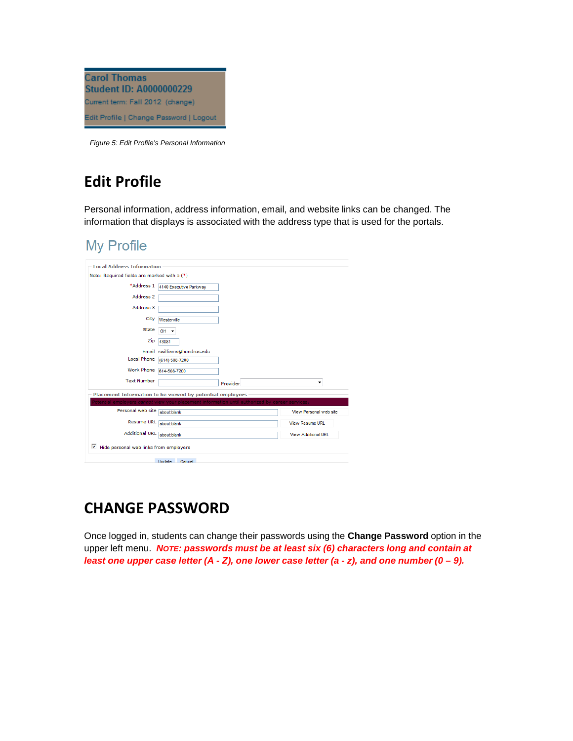Carol Thomas
Student ID: A0000000229
Current term: Fall 2012 (change)
Edit Profile | Change Password | Logout

*Figure 5: Edit Profile's Personal Information*

## Edit Profile

Personal information, address information, email, and website links can be changed. The information that displays is associated with the address type that is used for the portals.

### My Profile

**Local Address Information**

Note: Required fields are marked with a (*)

*Address 1: 4140 Executive Parkway
Address 2:
Address 3:
City: Westerville
State: OH
Zip: 43081
Email: swilliams@hondros.edu
Local Phone: (614) 508-7200
Work Phone: 614-508-7200
Text Number: Provider

**Placement Information to be viewed by potential employers**

Potential employers cannot view your placement information until authorized by career services.

Personal web site: about:blank — View Personal web site
Resume URL: about:blank — View Resume URL
Additional URL: about:blank — View Additional URL

☑ Hide personal web links from employers

Update | Cancel

## CHANGE PASSWORD

Once logged in, students can change their passwords using the **Change Password** option in the upper left menu. ***NOTE: passwords must be at least six (6) characters long and contain at least one upper case letter (A - Z), one lower case letter (a - z), and one number (0 – 9).***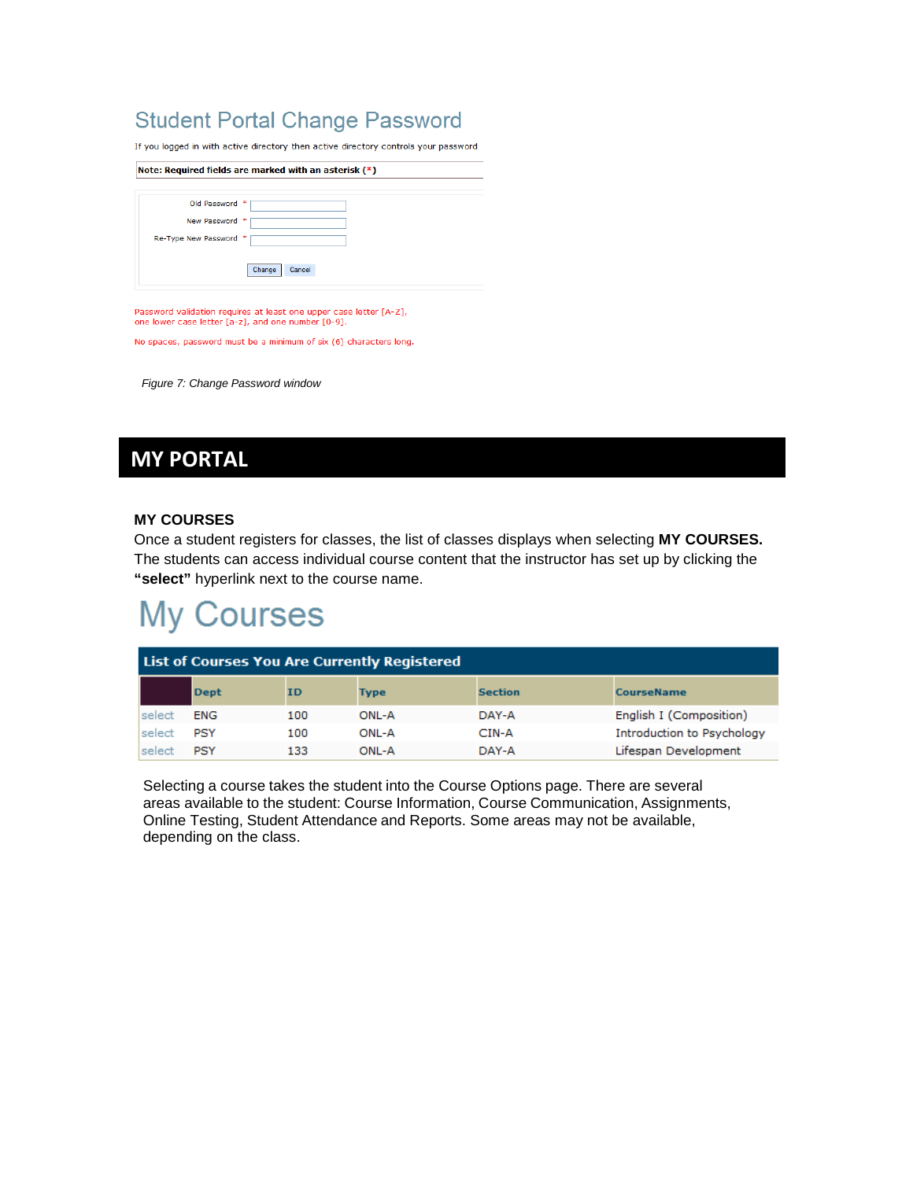## Student Portal Change Password

If you logged in with active directory then active directory controls your password

**Note: Required fields are marked with an asterisk (*)**

Old Password *

New Password *

Re-Type New Password *

Change Cancel

Password validation requires at least one upper case letter [A-Z], one lower case letter [a-z], and one number [0-9].

No spaces, password must be a minimum of six (6) characters long.

*Figure 7: Change Password window*

# MY PORTAL

### MY COURSES

Once a student registers for classes, the list of classes displays when selecting **MY COURSES.** The students can access individual course content that the instructor has set up by clicking the **"select"** hyperlink next to the course name.

## My Courses

**List of Courses You Are Currently Registered**

| | Dept | ID | Type | Section | CourseName |
|---|---|---|---|---|---|
| select | ENG | 100 | ONL-A | DAY-A | English I (Composition) |
| select | PSY | 100 | ONL-A | CIN-A | Introduction to Psychology |
| select | PSY | 133 | ONL-A | DAY-A | Lifespan Development |

Selecting a course takes the student into the Course Options page. There are several areas available to the student: Course Information, Course Communication, Assignments, Online Testing, Student Attendance and Reports. Some areas may not be available, depending on the class.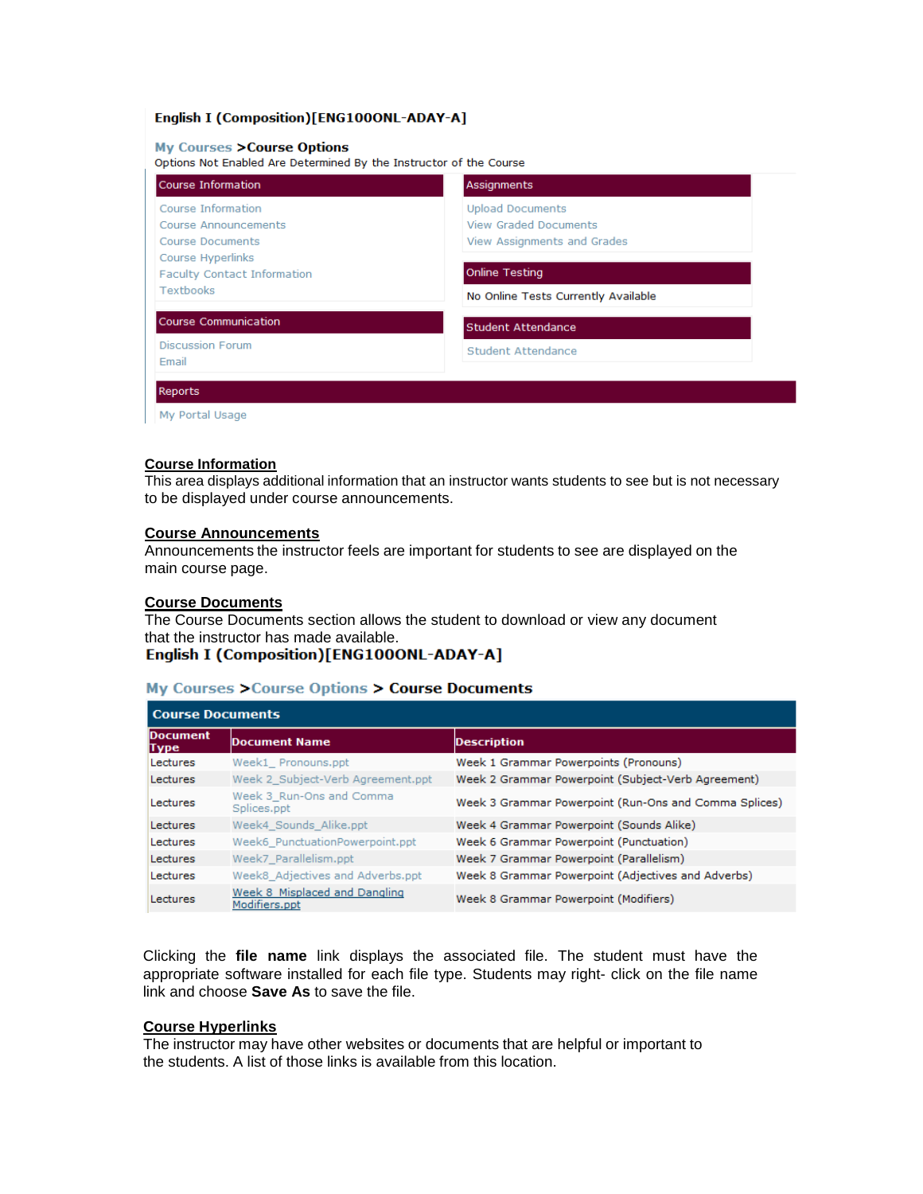**English I (Composition)[ENG100ONL-ADAY-A]**

**My Courses >Course Options**

Options Not Enabled Are Determined By the Instructor of the Course

| Course Information | Assignments |
|---|---|
| Course Information | Upload Documents |
| Course Announcements | View Graded Documents |
| Course Documents | View Assignments and Grades |
| Course Hyperlinks | |
| Faculty Contact Information | |
| Textbooks | |

| Online Testing |
|---|
| No Online Tests Currently Available |

| Course Communication | Student Attendance |
|---|---|
| Discussion Forum | Student Attendance |
| Email | |

| Reports |
|---|
| My Portal Usage |

## Course Information

This area displays additional information that an instructor wants students to see but is not necessary to be displayed under course announcements.

## Course Announcements

Announcements the instructor feels are important for students to see are displayed on the main course page.

## Course Documents

The Course Documents section allows the student to download or view any document that the instructor has made available.

**English I (Composition)[ENG100ONL-ADAY-A]**

**My Courses >Course Options > Course Documents**

**Course Documents**

| Document Type | Document Name | Description |
|---|---|---|
| Lectures | Week1_ Pronouns.ppt | Week 1 Grammar Powerpoints (Pronouns) |
| Lectures | Week 2_Subject-Verb Agreement.ppt | Week 2 Grammar Powerpoint (Subject-Verb Agreement) |
| Lectures | Week 3_Run-Ons and Comma Splices.ppt | Week 3 Grammar Powerpoint (Run-Ons and Comma Splices) |
| Lectures | Week4_Sounds_Alike.ppt | Week 4 Grammar Powerpoint (Sounds Alike) |
| Lectures | Week6_PunctuationPowerpoint.ppt | Week 6 Grammar Powerpoint (Punctuation) |
| Lectures | Week7_Parallelism.ppt | Week 7 Grammar Powerpoint (Parallelism) |
| Lectures | Week8_Adjectives and Adverbs.ppt | Week 8 Grammar Powerpoint (Adjectives and Adverbs) |
| Lectures | Week 8_Misplaced and Dangling Modifiers.ppt | Week 8 Grammar Powerpoint (Modifiers) |

Clicking the **file name** link displays the associated file. The student must have the appropriate software installed for each file type. Students may right- click on the file name link and choose **Save As** to save the file.

## Course Hyperlinks

The instructor may have other websites or documents that are helpful or important to the students. A list of those links is available from this location.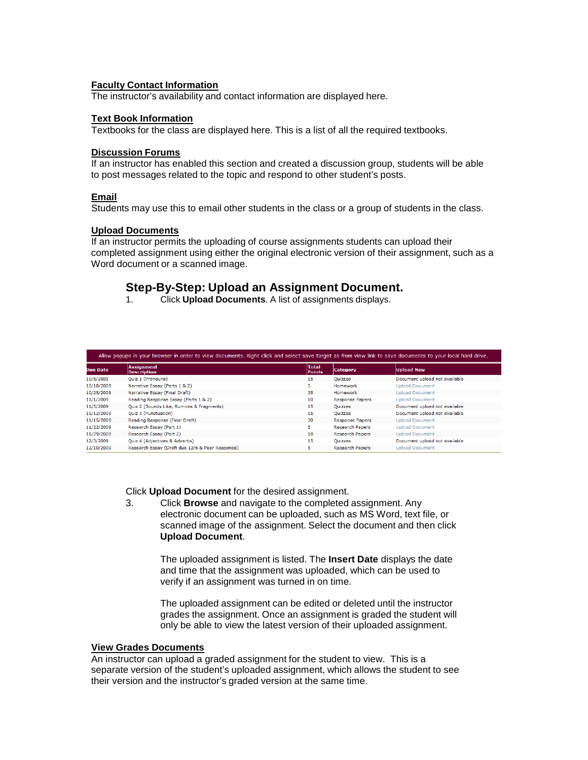**Faculty Contact Information**
The instructor's availability and contact information are displayed here.

**Text Book Information**
Textbooks for the class are displayed here. This is a list of all the required textbooks.

**Discussion Forums**
If an instructor has enabled this section and created a discussion group, students will be able to post messages related to the topic and respond to other student's posts.

**Email**
Students may use this to email other students in the class or a group of students in the class.

**Upload Documents**
If an instructor permits the uploading of course assignments students can upload their completed assignment using either the original electronic version of their assignment, such as a Word document or a scanned image.

## Step-By-Step: Upload an Assignment Document.

1. Click **Upload Documents**. A list of assignments displays.

Allow popups in your browser in order to view documents. Right click and select save target as from view link to save documents to your local hard drive.

| Due Date | Assignment Description | Total Points | Category | Upload New |
|---|---|---|---|---|
| 10/8/2009 | Quiz 1 (Pronouns) | 15 | Quizzes | Document upload not available |
| 10/18/2009 | Narrative Essay (Parts 1 & 2) | 5 | Homework | Upload Document |
| 10/25/2009 | Narrative Essay (Final Draft) | 35 | Homework | Upload Document |
| 11/1/2009 | Reading Response Essay (Parts 1 & 2) | 10 | Response Papers | Upload Document |
| 11/5/2009 | Quiz 2 (Sounds Like, Run-ons & Fragments) | 15 | Quizzes | Document upload not available |
| 11/12/2009 | Quiz 3 (Punctuation) | 15 | Quizzes | Document upload not available |
| 11/15/2009 | Reading Response (Final Draft) | 30 | Response Papers | Upload Document |
| 11/22/2009 | Research Essay (Part 1) | 5 | Research Papers | Upload Document |
| 11/29/2009 | Research Essay (Part 2) | 10 | Research Papers | Upload Document |
| 12/3/2009 | Quiz 4 (Adjectives & Adverbs) | 15 | Quizzes | Document upload not available |
| 12/10/2009 | Research Essay (Draft due 12/6 & Peer Response) | 5 | Research Papers | Upload Document |

Click **Upload Document** for the desired assignment.

3. Click **Browse** and navigate to the completed assignment. Any electronic document can be uploaded, such as MS Word, text file, or scanned image of the assignment. Select the document and then click **Upload Document**.

   The uploaded assignment is listed. The **Insert Date** displays the date and time that the assignment was uploaded, which can be used to verify if an assignment was turned in on time.

   The uploaded assignment can be edited or deleted until the instructor grades the assignment. Once an assignment is graded the student will only be able to view the latest version of their uploaded assignment.

**View Grades Documents**
An instructor can upload a graded assignment for the student to view. This is a separate version of the student's uploaded assignment, which allows the student to see their version and the instructor's graded version at the same time.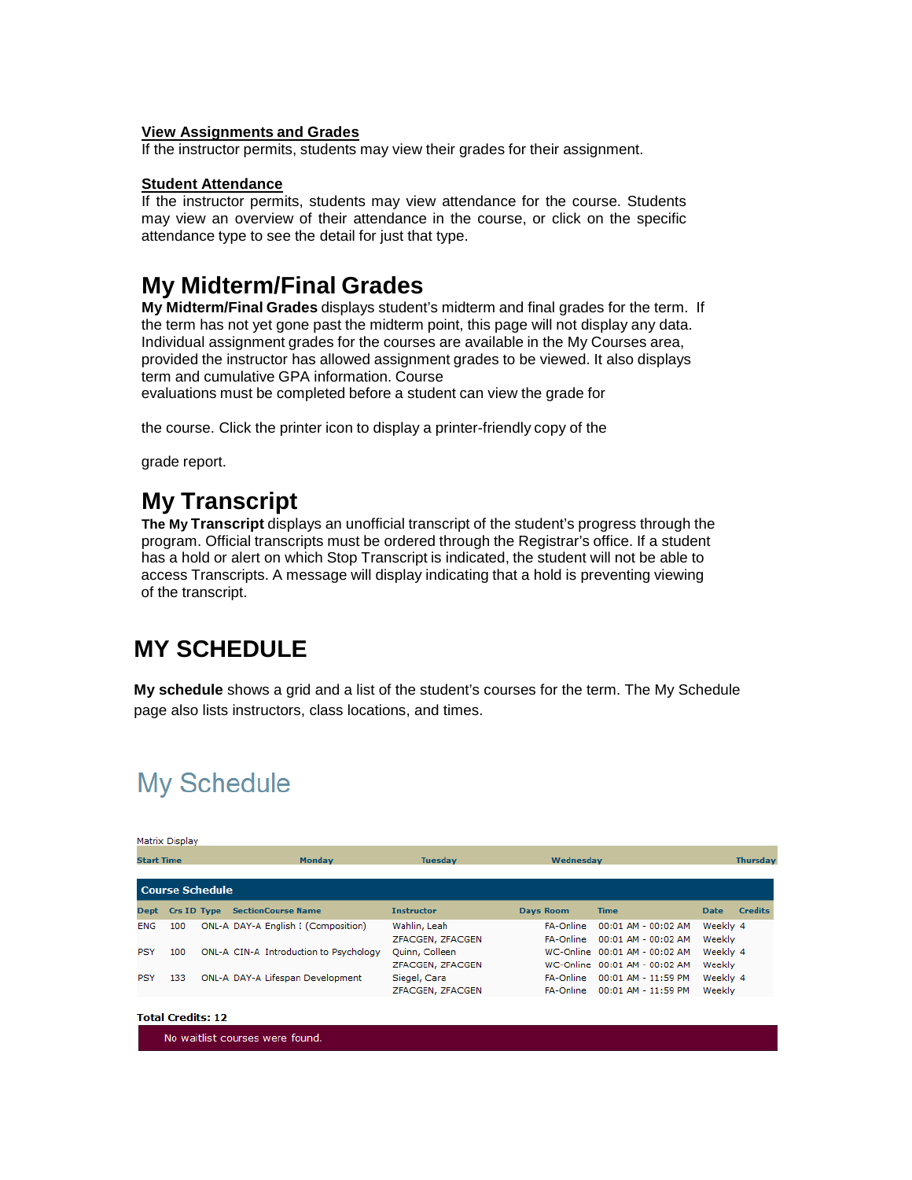**View Assignments and Grades**

If the instructor permits, students may view their grades for their assignment.

**Student Attendance**

If the instructor permits, students may view attendance for the course. Students may view an overview of their attendance in the course, or click on the specific attendance type to see the detail for just that type.

## My Midterm/Final Grades

**My Midterm/Final Grades** displays student's midterm and final grades for the term. If the term has not yet gone past the midterm point, this page will not display any data. Individual assignment grades for the courses are available in the My Courses area, provided the instructor has allowed assignment grades to be viewed. It also displays term and cumulative GPA information. Course evaluations must be completed before a student can view the grade for the course. Click the printer icon to display a printer-friendly copy of the grade report.

## My Transcript

**The My Transcript** displays an unofficial transcript of the student's progress through the program. Official transcripts must be ordered through the Registrar's office. If a student has a hold or alert on which Stop Transcript is indicated, the student will not be able to access Transcripts. A message will display indicating that a hold is preventing viewing of the transcript.

# MY SCHEDULE

**My schedule** shows a grid and a list of the student's courses for the term. The My Schedule page also lists instructors, class locations, and times.

## My Schedule

Matrix Display

| Start Time | Monday | Tuesday | Wednesday | Thursday |
|---|---|---|---|---|

**Course Schedule**

| Dept | Crs ID | Type | Section | Course Name | Instructor | Days | Room | Time | Date | Credits |
|---|---|---|---|---|---|---|---|---|---|---|
| ENG | 100 | ONL-A | DAY-A | English I (Composition) | Wahlin, Leah | | FA-Online | 00:01 AM - 00:02 AM | Weekly | 4 |
| | | | | | ZFACGEN, ZFACGEN | | FA-Online | 00:01 AM - 00:02 AM | Weekly | |
| PSY | 100 | ONL-A | CIN-A | Introduction to Psychology | Quinn, Colleen | | WC-Online | 00:01 AM - 00:02 AM | Weekly | 4 |
| | | | | | ZFACGEN, ZFACGEN | | WC-Online | 00:01 AM - 00:02 AM | Weekly | |
| PSY | 133 | ONL-A | DAY-A | Lifespan Development | Siegel, Cara | | FA-Online | 00:01 AM - 11:59 PM | Weekly | 4 |
| | | | | | ZFACGEN, ZFACGEN | | FA-Online | 00:01 AM - 11:59 PM | Weekly | |

**Total Credits: 12**

No waitlist courses were found.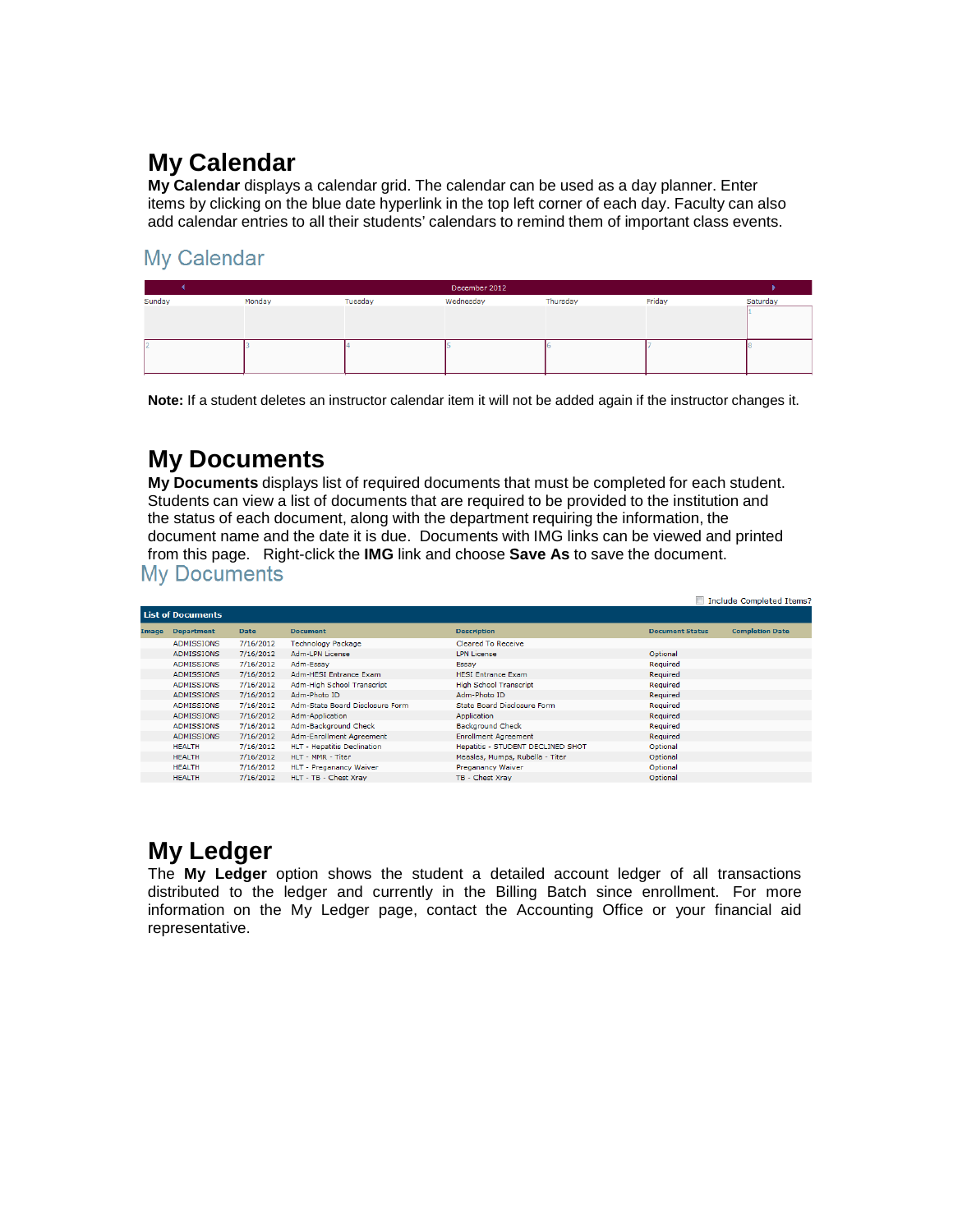# My Calendar

**My Calendar** displays a calendar grid. The calendar can be used as a day planner. Enter items by clicking on the blue date hyperlink in the top left corner of each day. Faculty can also add calendar entries to all their students' calendars to remind them of important class events.

## My Calendar

| December 2012 | | | | | | |
|---|---|---|---|---|---|---|
| Sunday | Monday | Tuesday | Wednesday | Thursday | Friday | Saturday |
| | | | | | | 1 |
| 2 | 3 | 4 | 5 | 6 | 7 | 8 |

**Note:** If a student deletes an instructor calendar item it will not be added again if the instructor changes it.

# My Documents

**My Documents** displays list of required documents that must be completed for each student. Students can view a list of documents that are required to be provided to the institution and the status of each document, along with the department requiring the information, the document name and the date it is due. Documents with IMG links can be viewed and printed from this page. Right-click the **IMG** link and choose **Save As** to save the document.

## My Documents

Include Completed Items?

**List of Documents**

| Image | Department | Date | Document | Description | Document Status | Completion Date |
|---|---|---|---|---|---|---|
| | ADMISSIONS | 7/16/2012 | Technology Package | Cleared To Receive | | |
| | ADMISSIONS | 7/16/2012 | Adm-LPN License | LPN License | Optional | |
| | ADMISSIONS | 7/16/2012 | Adm-Essay | Essay | Required | |
| | ADMISSIONS | 7/16/2012 | Adm-HESI Entrance Exam | HESI Entrance Exam | Required | |
| | ADMISSIONS | 7/16/2012 | Adm-High School Transcript | High School Transcript | Required | |
| | ADMISSIONS | 7/16/2012 | Adm-Photo ID | Adm-Photo ID | Required | |
| | ADMISSIONS | 7/16/2012 | Adm-State Board Disclosure Form | State Board Disclosure Form | Required | |
| | ADMISSIONS | 7/16/2012 | Adm-Application | Application | Required | |
| | ADMISSIONS | 7/16/2012 | Adm-Background Check | Background Check | Required | |
| | ADMISSIONS | 7/16/2012 | Adm-Enrollment Agreement | Enrollment Agreement | Required | |
| | HEALTH | 7/16/2012 | HLT - Hepatitis Declination | Hepatitis - STUDENT DECLINED SHOT | Optional | |
| | HEALTH | 7/16/2012 | HLT - MMR - Titer | Measles, Mumps, Rubella - Titer | Optional | |
| | HEALTH | 7/16/2012 | HLT - Preganancy Waiver | Preganancy Waiver | Optional | |
| | HEALTH | 7/16/2012 | HLT - TB - Chest Xray | TB - Chest Xray | Optional | |

# My Ledger

The **My Ledger** option shows the student a detailed account ledger of all transactions distributed to the ledger and currently in the Billing Batch since enrollment. For more information on the My Ledger page, contact the Accounting Office or your financial aid representative.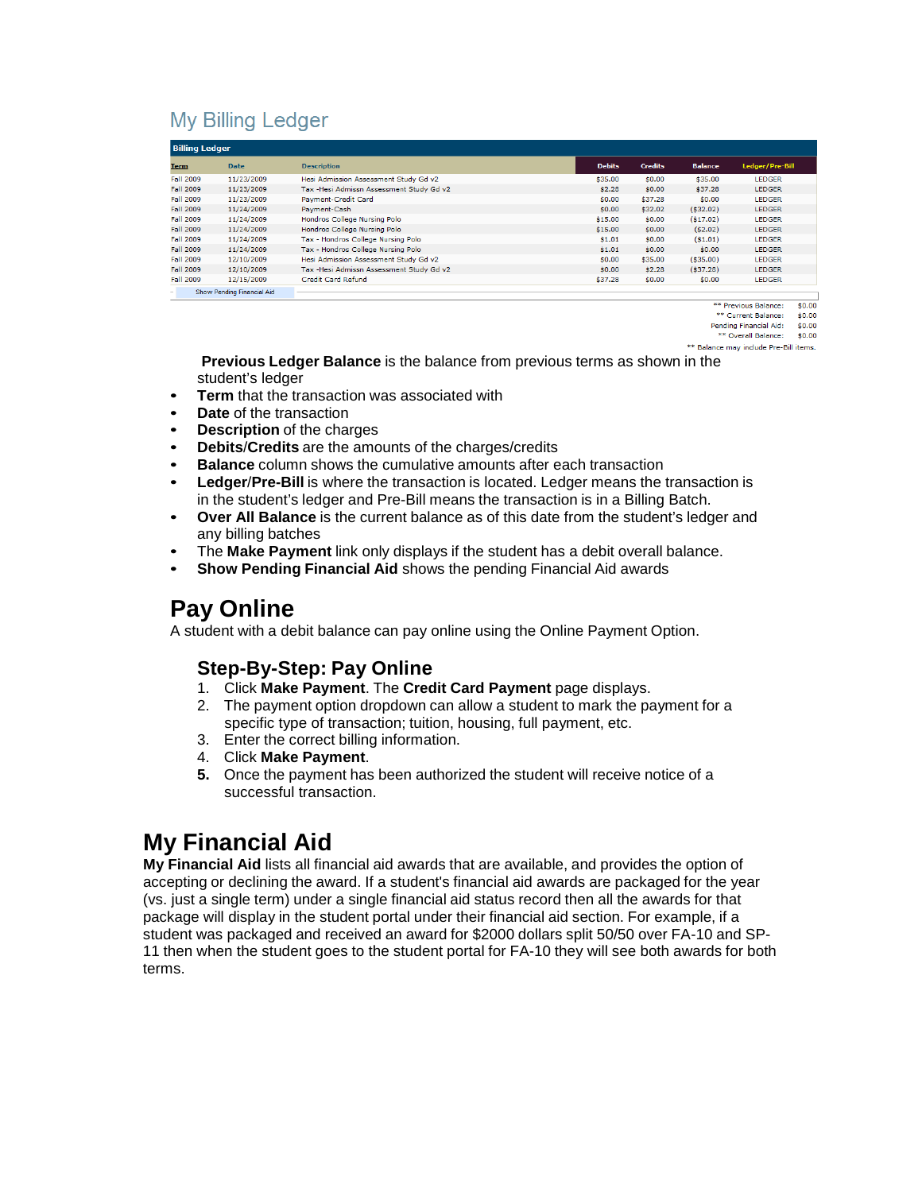## My Billing Ledger

**Billing Ledger**

| Term | Date | Description | Debits | Credits | Balance | Ledger/Pre-Bill |
|---|---|---|---|---|---|---|
| Fall 2009 | 11/23/2009 | Hesi Admission Assessment Study Gd v2 | $35.00 | $0.00 | $35.00 | LEDGER |
| Fall 2009 | 11/23/2009 | Tax -Hesi Admissn Assessment Study Gd v2 | $2.28 | $0.00 | $37.28 | LEDGER |
| Fall 2009 | 11/23/2009 | Payment-Credit Card | $0.00 | $37.28 | $0.00 | LEDGER |
| Fall 2009 | 11/24/2009 | Payment-Cash | $0.00 | $32.02 | ($32.02) | LEDGER |
| Fall 2009 | 11/24/2009 | Hondros College Nursing Polo | $15.00 | $0.00 | ($17.02) | LEDGER |
| Fall 2009 | 11/24/2009 | Hondros College Nursing Polo | $15.00 | $0.00 | ($2.02) | LEDGER |
| Fall 2009 | 11/24/2009 | Tax - Hondros College Nursing Polo | $1.01 | $0.00 | ($1.01) | LEDGER |
| Fall 2009 | 11/24/2009 | Tax - Hondros College Nursing Polo | $1.01 | $0.00 | $0.00 | LEDGER |
| Fall 2009 | 12/10/2009 | Hesi Admission Assessment Study Gd v2 | $0.00 | $35.00 | ($35.00) | LEDGER |
| Fall 2009 | 12/10/2009 | Tax -Hesi Admissn Assessment Study Gd v2 | $0.00 | $2.28 | ($37.28) | LEDGER |
| Fall 2009 | 12/15/2009 | Credit Card Refund | $37.28 | $0.00 | $0.00 | LEDGER |

Show Pending Financial Aid

| | |
|---|---|
| ** Previous Balance: | $0.00 |
| ** Current Balance: | $0.00 |
| Pending Financial Aid: | $0.00 |
| ** Overall Balance: | $0.00 |

** Balance may include Pre-Bill items.

**Previous Ledger Balance** is the balance from previous terms as shown in the student's ledger

- **Term** that the transaction was associated with
- **Date** of the transaction
- **Description** of the charges
- **Debits**/**Credits** are the amounts of the charges/credits
- **Balance** column shows the cumulative amounts after each transaction
- **Ledger**/**Pre-Bill** is where the transaction is located. Ledger means the transaction is in the student's ledger and Pre-Bill means the transaction is in a Billing Batch.
- **Over All Balance** is the current balance as of this date from the student's ledger and any billing batches
- The **Make Payment** link only displays if the student has a debit overall balance.
- **Show Pending Financial Aid** shows the pending Financial Aid awards

## Pay Online

A student with a debit balance can pay online using the Online Payment Option.

### Step-By-Step: Pay Online

1. Click **Make Payment**. The **Credit Card Payment** page displays.
2. The payment option dropdown can allow a student to mark the payment for a specific type of transaction; tuition, housing, full payment, etc.
3. Enter the correct billing information.
4. Click **Make Payment**.
5. Once the payment has been authorized the student will receive notice of a successful transaction.

# My Financial Aid

**My Financial Aid** lists all financial aid awards that are available, and provides the option of accepting or declining the award. If a student's financial aid awards are packaged for the year (vs. just a single term) under a single financial aid status record then all the awards for that package will display in the student portal under their financial aid section. For example, if a student was packaged and received an award for $2000 dollars split 50/50 over FA-10 and SP-11 then when the student goes to the student portal for FA-10 they will see both awards for both terms.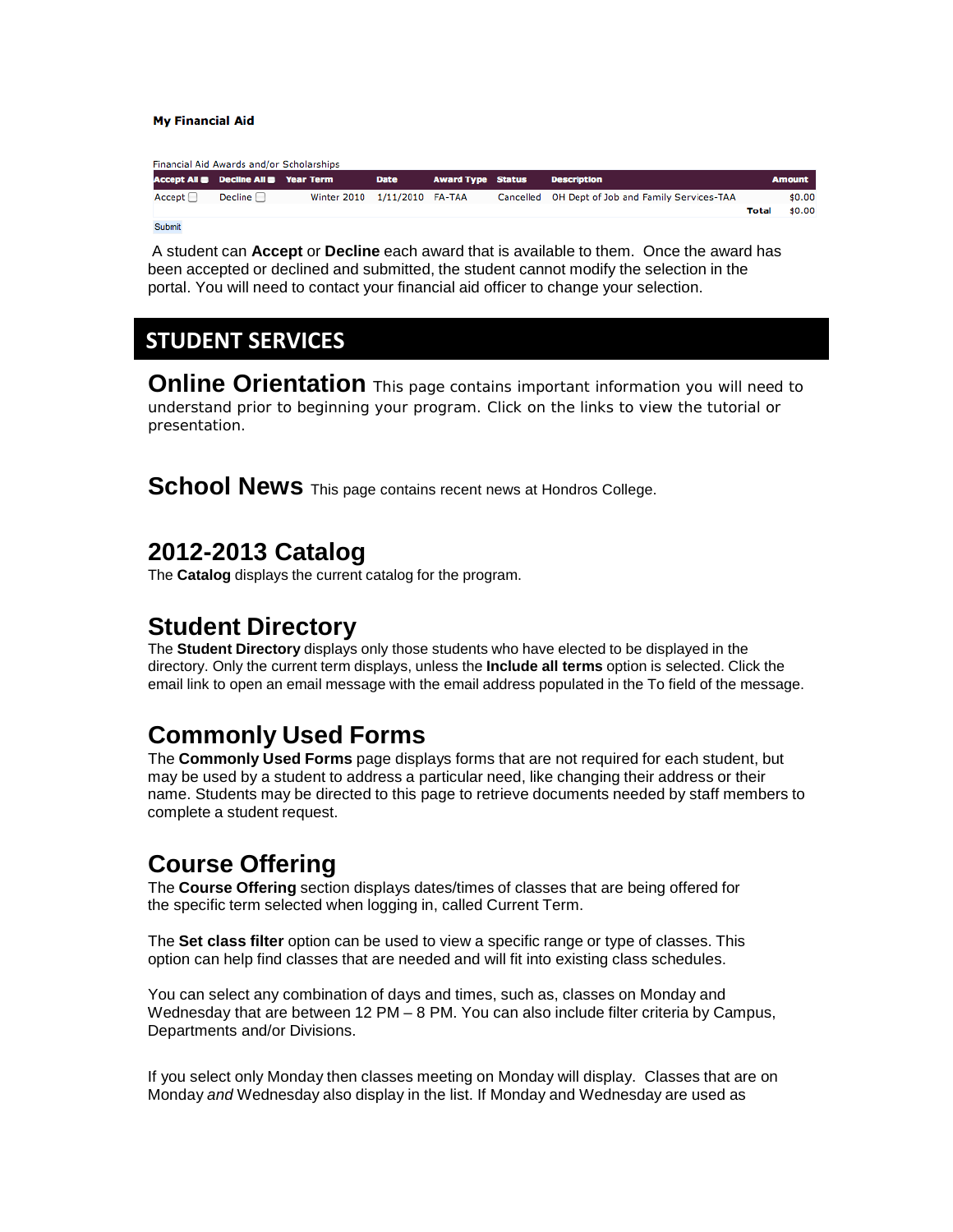**My Financial Aid**

Financial Aid Awards and/or Scholarships

| Accept All | Decline All | Year Term | Date | Award Type | Status | Description | Amount |
|---|---|---|---|---|---|---|---|
| Accept ☐ | Decline ☐ | Winter 2010 | 1/11/2010 | FA-TAA | Cancelled | OH Dept of Job and Family Services-TAA | $0.00 |
| | | | | | | Total | $0.00 |

Submit

A student can **Accept** or **Decline** each award that is available to them. Once the award has been accepted or declined and submitted, the student cannot modify the selection in the portal. You will need to contact your financial aid officer to change your selection.

# STUDENT SERVICES

## Online Orientation

This page contains important information you will need to understand prior to beginning your program. Click on the links to view the tutorial or presentation.

## School News

This page contains recent news at Hondros College.

## 2012-2013 Catalog

The **Catalog** displays the current catalog for the program.

## Student Directory

The **Student Directory** displays only those students who have elected to be displayed in the directory. Only the current term displays, unless the **Include all terms** option is selected. Click the email link to open an email message with the email address populated in the To field of the message.

## Commonly Used Forms

The **Commonly Used Forms** page displays forms that are not required for each student, but may be used by a student to address a particular need, like changing their address or their name. Students may be directed to this page to retrieve documents needed by staff members to complete a student request.

## Course Offering

The **Course Offering** section displays dates/times of classes that are being offered for the specific term selected when logging in, called Current Term.

The **Set class filter** option can be used to view a specific range or type of classes. This option can help find classes that are needed and will fit into existing class schedules.

You can select any combination of days and times, such as, classes on Monday and Wednesday that are between 12 PM – 8 PM. You can also include filter criteria by Campus, Departments and/or Divisions.

If you select only Monday then classes meeting on Monday will display. Classes that are on Monday *and* Wednesday also display in the list. If Monday and Wednesday are used as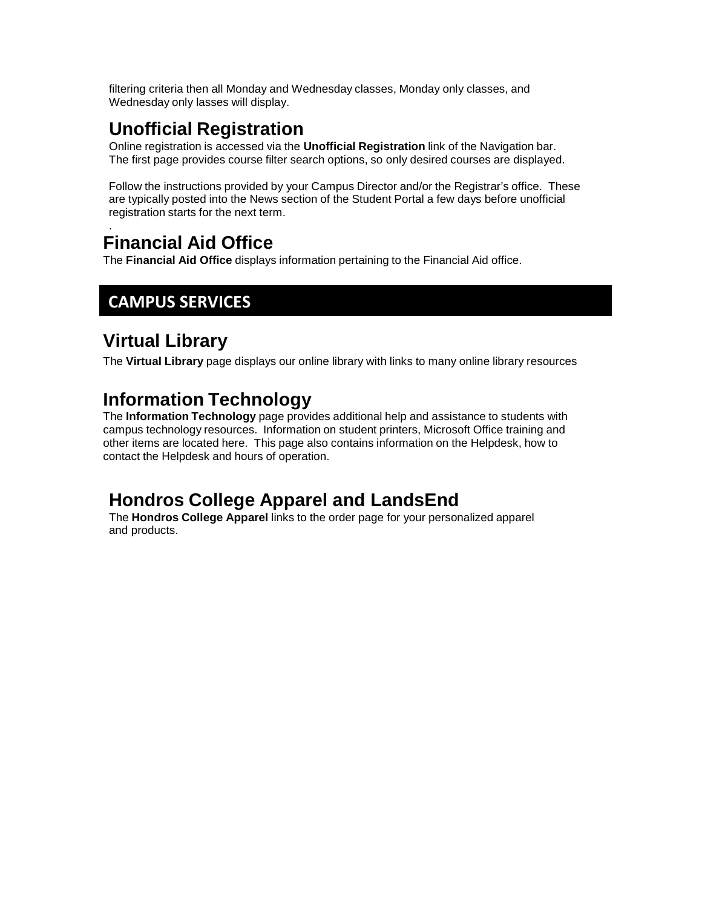filtering criteria then all Monday and Wednesday classes, Monday only classes, and Wednesday only lasses will display.

## Unofficial Registration

Online registration is accessed via the **Unofficial Registration** link of the Navigation bar. The first page provides course filter search options, so only desired courses are displayed.

Follow the instructions provided by your Campus Director and/or the Registrar's office. These are typically posted into the News section of the Student Portal a few days before unofficial registration starts for the next term.

.

## Financial Aid Office

The **Financial Aid Office** displays information pertaining to the Financial Aid office.

# CAMPUS SERVICES

## Virtual Library

The **Virtual Library** page displays our online library with links to many online library resources

## Information Technology

The **Information Technology** page provides additional help and assistance to students with campus technology resources. Information on student printers, Microsoft Office training and other items are located here. This page also contains information on the Helpdesk, how to contact the Helpdesk and hours of operation.

## Hondros College Apparel and LandsEnd

The **Hondros College Apparel** links to the order page for your personalized apparel and products.